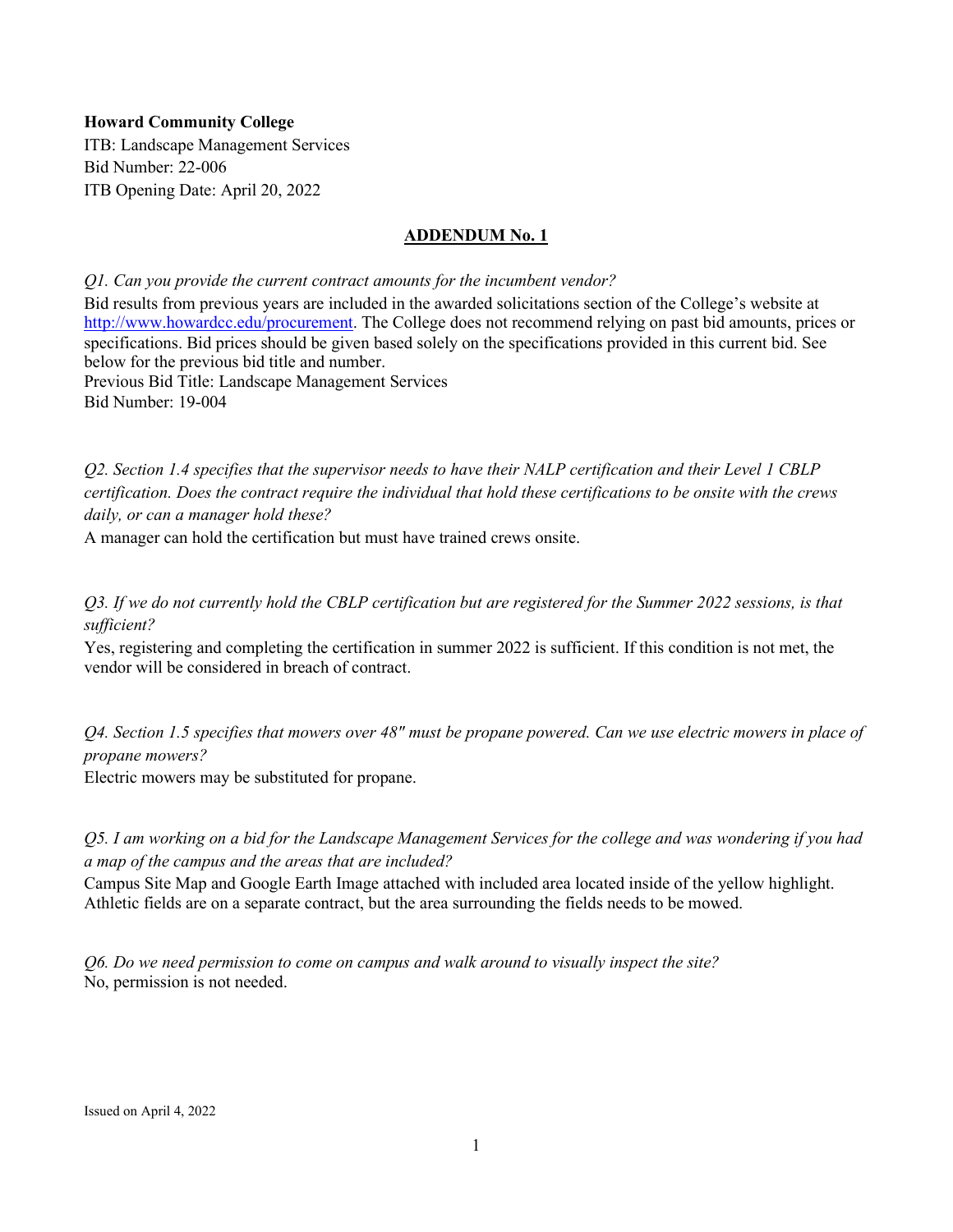**Howard Community College**
ITB: Landscape Management Services
Bid Number: 22-006
ITB Opening Date: April 20, 2022

## ADDENDUM No. 1

*Q1. Can you provide the current contract amounts for the incumbent vendor?*

Bid results from previous years are included in the awarded solicitations section of the College's website at [http://www.howardcc.edu/procurement](http://www.howardcc.edu/procurement). The College does not recommend relying on past bid amounts, prices or specifications. Bid prices should be given based solely on the specifications provided in this current bid. See below for the previous bid title and number.
Previous Bid Title: Landscape Management Services
Bid Number: 19-004

*Q2. Section 1.4 specifies that the supervisor needs to have their NALP certification and their Level 1 CBLP certification. Does the contract require the individual that hold these certifications to be onsite with the crews daily, or can a manager hold these?*

A manager can hold the certification but must have trained crews onsite.

*Q3. If we do not currently hold the CBLP certification but are registered for the Summer 2022 sessions, is that sufficient?*

Yes, registering and completing the certification in summer 2022 is sufficient. If this condition is not met, the vendor will be considered in breach of contract.

*Q4. Section 1.5 specifies that mowers over 48" must be propane powered. Can we use electric mowers in place of propane mowers?*

Electric mowers may be substituted for propane.

*Q5. I am working on a bid for the Landscape Management Services for the college and was wondering if you had a map of the campus and the areas that are included?*

Campus Site Map and Google Earth Image attached with included area located inside of the yellow highlight. Athletic fields are on a separate contract, but the area surrounding the fields needs to be mowed.

*Q6. Do we need permission to come on campus and walk around to visually inspect the site?*

No, permission is not needed.

Issued on April 4, 2022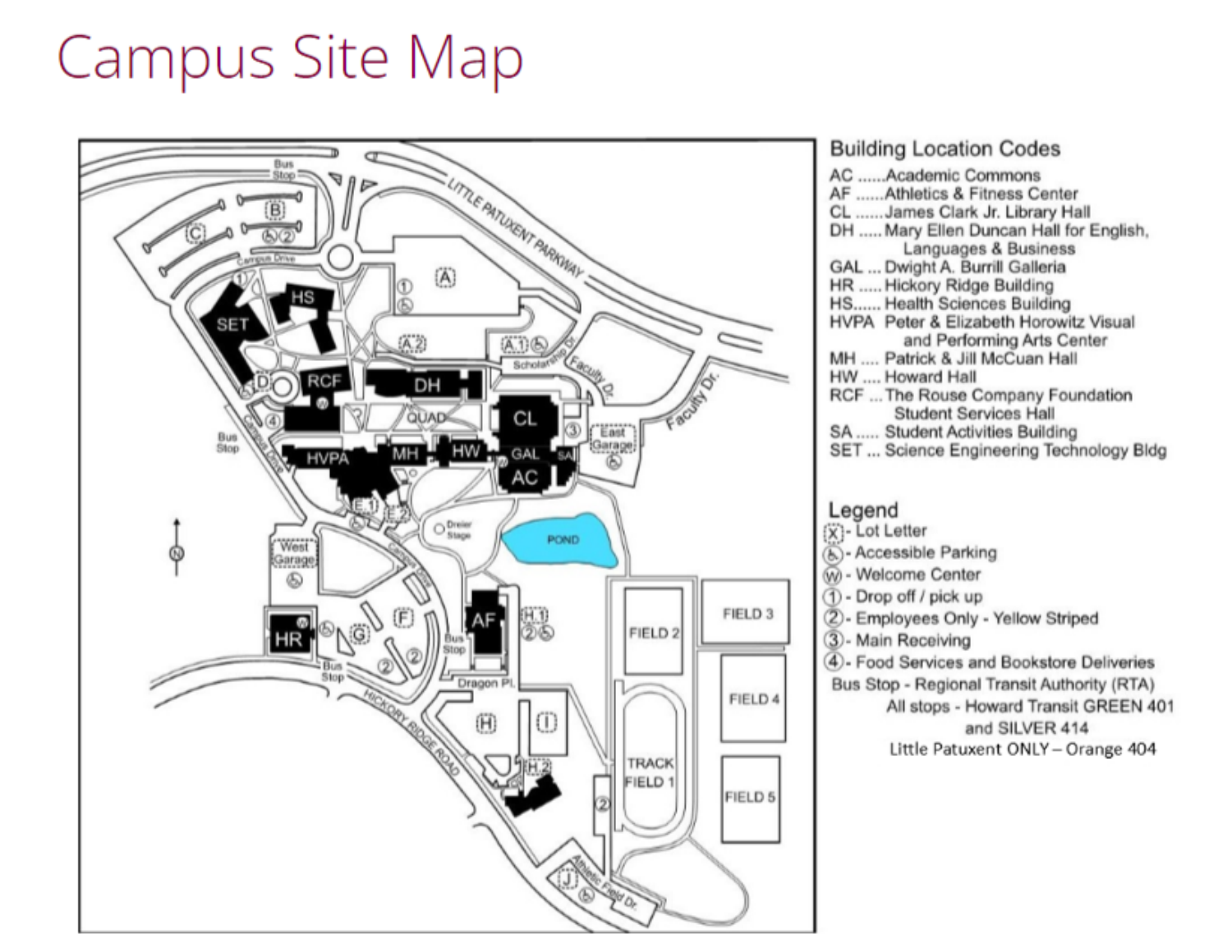# Campus Site Map

## Building Location Codes

- AC ......Academic Commons
- AF ......Athletics & Fitness Center
- CL ......James Clark Jr. Library Hall
- DH ..... Mary Ellen Duncan Hall for English, Languages & Business
- GAL ... Dwight A. Burrill Galleria
- HR ..... Hickory Ridge Building
- HS...... Health Sciences Building
- HVPA Peter & Elizabeth Horowitz Visual and Performing Arts Center
- MH .... Patrick & Jill McCuan Hall
- HW .... Howard Hall
- RCF ... The Rouse Company Foundation Student Services Hall
- SA ..... Student Activities Building
- SET ... Science Engineering Technology Bldg

## Legend

- X - Lot Letter
- ♿ - Accessible Parking
- W - Welcome Center
- 1 - Drop off / pick up
- 2 - Employees Only - Yellow Striped
- 3 - Main Receiving
- 4 - Food Services and Bookstore Deliveries

Bus Stop - Regional Transit Authority (RTA)

All stops - Howard Transit GREEN 401 and SILVER 414

Little Patuxent ONLY – Orange 404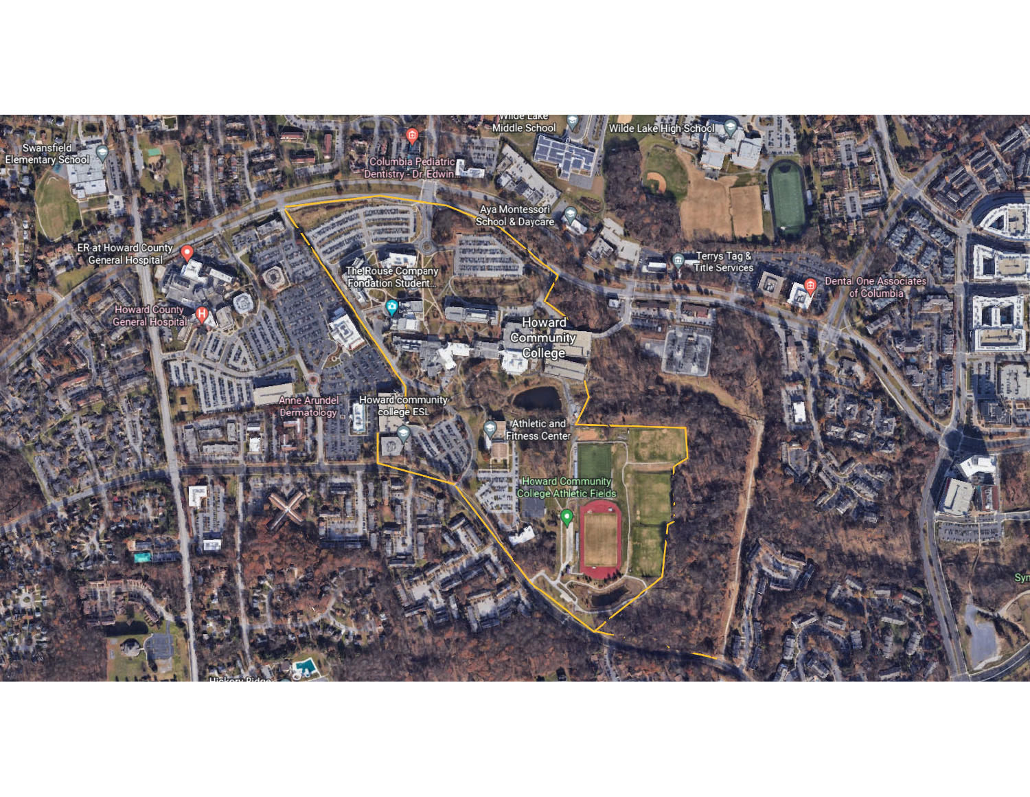Wilde Lake Middle School

Wilde Lake High School

Swansfield Elementary School

Columbia Pediatric Dentistry - Dr. Edwin...

Aya Montessori School & Daycare

ER at Howard County General Hospital

The Rouse Company Fondation Student...

Terrys Tag & Title Services

Dental One Associates of Columbia

Howard County General Hospital

Howard Community College

Anne Arundel Dermatology

Howard community college ESL

Athletic and Fitness Center

Howard Community College Athletic Fields

Hickory Ridge

Sym